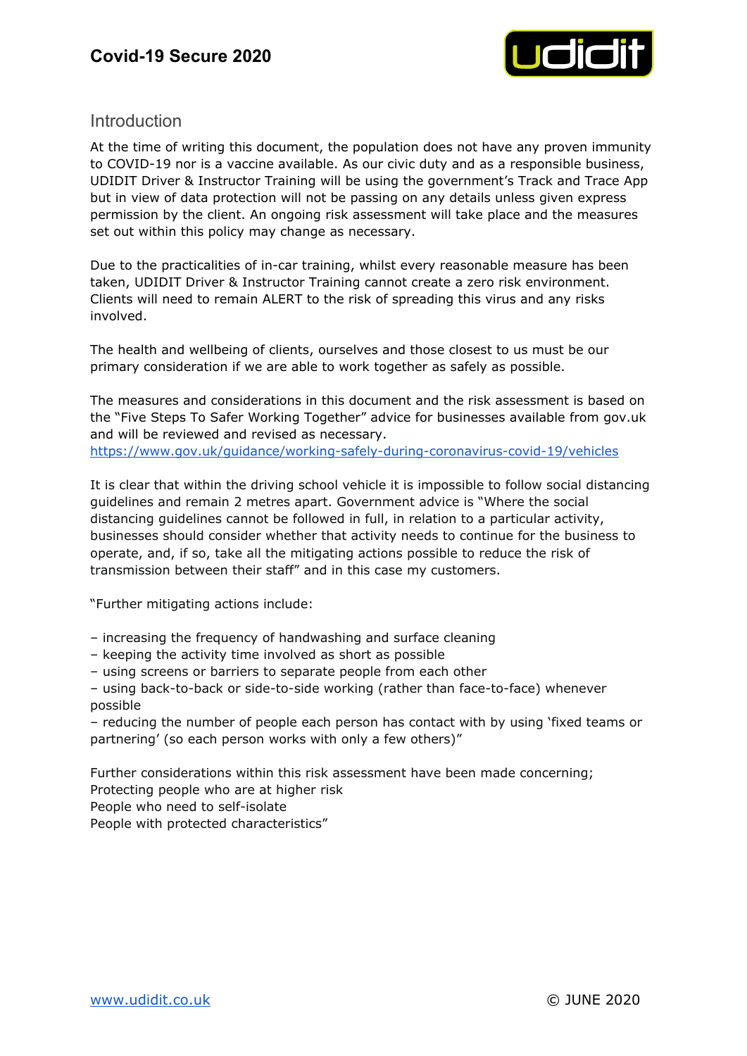# Covid-19 Secure 2020

## Introduction

At the time of writing this document, the population does not have any proven immunity to COVID-19 nor is a vaccine available. As our civic duty and as a responsible business, UDIDIT Driver & Instructor Training will be using the government's Track and Trace App but in view of data protection will not be passing on any details unless given express permission by the client. An ongoing risk assessment will take place and the measures set out within this policy may change as necessary.

Due to the practicalities of in-car training, whilst every reasonable measure has been taken, UDIDIT Driver & Instructor Training cannot create a zero risk environment. Clients will need to remain ALERT to the risk of spreading this virus and any risks involved.

The health and wellbeing of clients, ourselves and those closest to us must be our primary consideration if we are able to work together as safely as possible.

The measures and considerations in this document and the risk assessment is based on the "Five Steps To Safer Working Together" advice for businesses available from gov.uk and will be reviewed and revised as necessary.
https://www.gov.uk/guidance/working-safely-during-coronavirus-covid-19/vehicles

It is clear that within the driving school vehicle it is impossible to follow social distancing guidelines and remain 2 metres apart. Government advice is "Where the social distancing guidelines cannot be followed in full, in relation to a particular activity, businesses should consider whether that activity needs to continue for the business to operate, and, if so, take all the mitigating actions possible to reduce the risk of transmission between their staff" and in this case my customers.

"Further mitigating actions include:

- increasing the frequency of handwashing and surface cleaning
- keeping the activity time involved as short as possible
- using screens or barriers to separate people from each other
- using back-to-back or side-to-side working (rather than face-to-face) whenever possible
- reducing the number of people each person has contact with by using 'fixed teams or partnering' (so each person works with only a few others)"

Further considerations within this risk assessment have been made concerning;
Protecting people who are at higher risk
People who need to self-isolate
People with protected characteristics"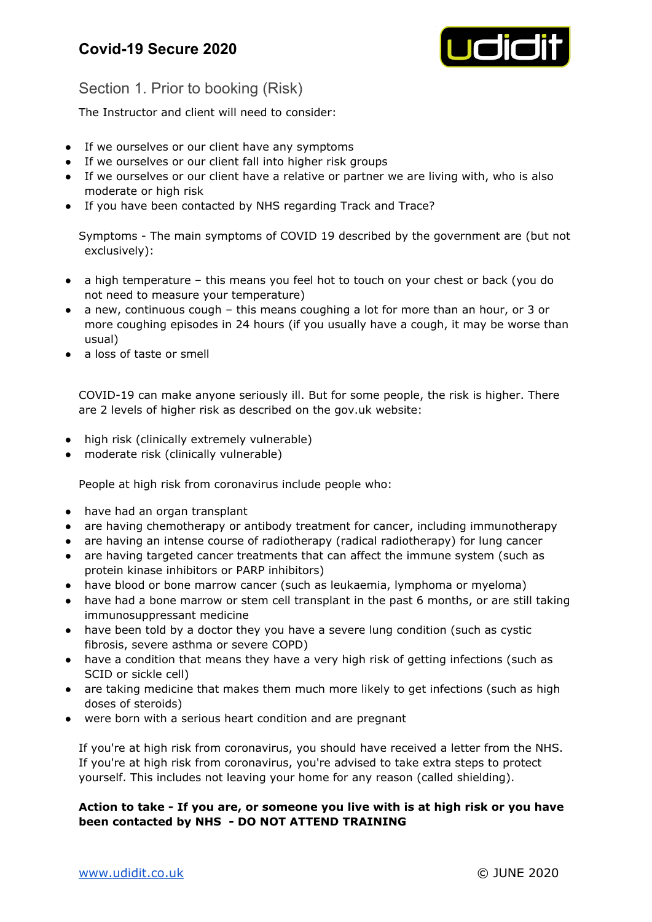## Section 1. Prior to booking (Risk)

The Instructor and client will need to consider:

- If we ourselves or our client have any symptoms
- If we ourselves or our client fall into higher risk groups
- If we ourselves or our client have a relative or partner we are living with, who is also moderate or high risk
- If you have been contacted by NHS regarding Track and Trace?

Symptoms - The main symptoms of COVID 19 described by the government are (but not exclusively):

- a high temperature – this means you feel hot to touch on your chest or back (you do not need to measure your temperature)
- a new, continuous cough – this means coughing a lot for more than an hour, or 3 or more coughing episodes in 24 hours (if you usually have a cough, it may be worse than usual)
- a loss of taste or smell

COVID-19 can make anyone seriously ill. But for some people, the risk is higher. There are 2 levels of higher risk as described on the gov.uk website:

- high risk (clinically extremely vulnerable)
- moderate risk (clinically vulnerable)

People at high risk from coronavirus include people who:

- have had an organ transplant
- are having chemotherapy or antibody treatment for cancer, including immunotherapy
- are having an intense course of radiotherapy (radical radiotherapy) for lung cancer
- are having targeted cancer treatments that can affect the immune system (such as protein kinase inhibitors or PARP inhibitors)
- have blood or bone marrow cancer (such as leukaemia, lymphoma or myeloma)
- have had a bone marrow or stem cell transplant in the past 6 months, or are still taking immunosuppressant medicine
- have been told by a doctor they you have a severe lung condition (such as cystic fibrosis, severe asthma or severe COPD)
- have a condition that means they have a very high risk of getting infections (such as SCID or sickle cell)
- are taking medicine that makes them much more likely to get infections (such as high doses of steroids)
- were born with a serious heart condition and are pregnant

If you're at high risk from coronavirus, you should have received a letter from the NHS. If you're at high risk from coronavirus, you're advised to take extra steps to protect yourself. This includes not leaving your home for any reason (called shielding).

**Action to take - If you are, or someone you live with is at high risk or you have been contacted by NHS - DO NOT ATTEND TRAINING**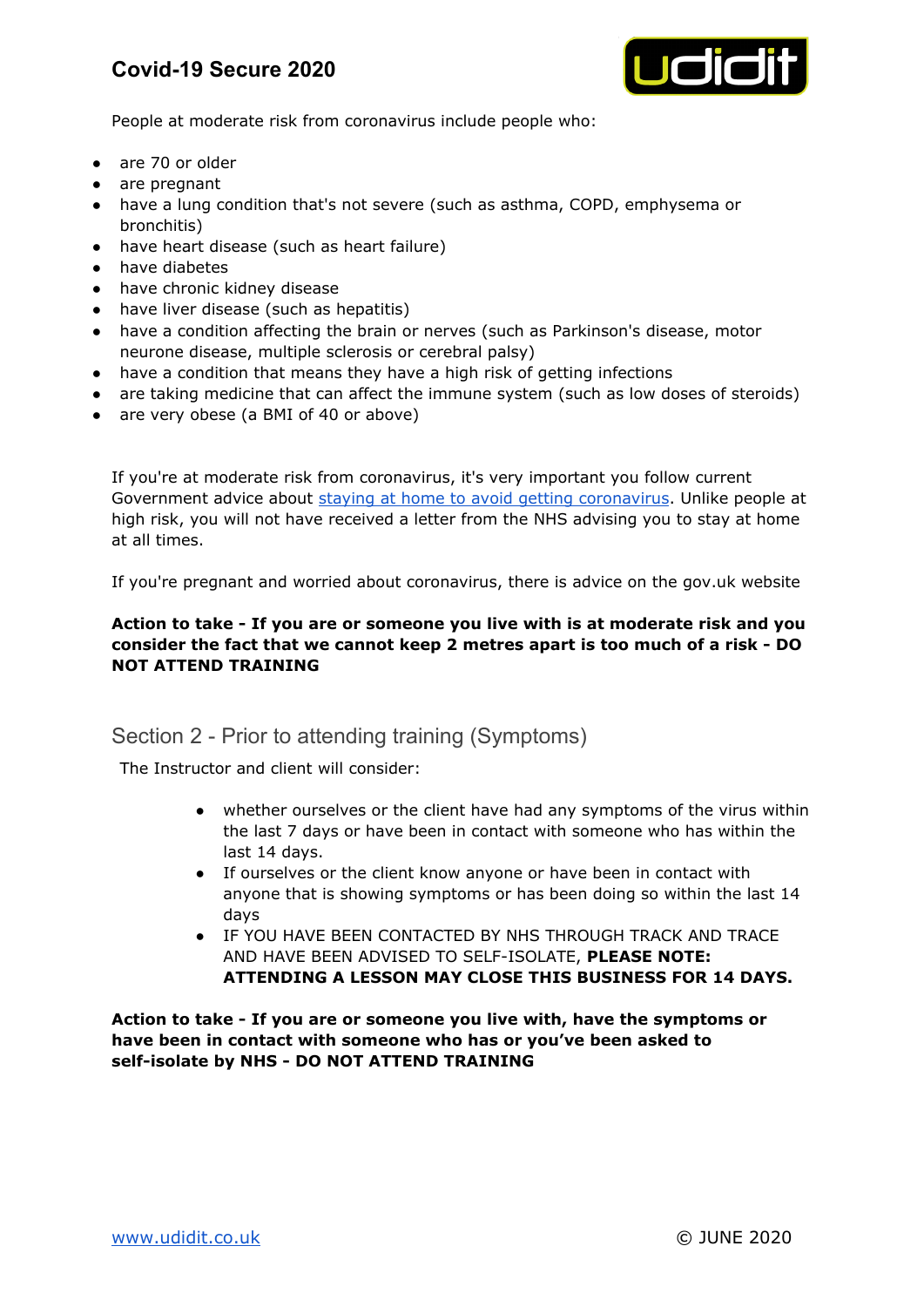People at moderate risk from coronavirus include people who:

- are 70 or older
- are pregnant
- have a lung condition that's not severe (such as asthma, COPD, emphysema or bronchitis)
- have heart disease (such as heart failure)
- have diabetes
- have chronic kidney disease
- have liver disease (such as hepatitis)
- have a condition affecting the brain or nerves (such as Parkinson's disease, motor neurone disease, multiple sclerosis or cerebral palsy)
- have a condition that means they have a high risk of getting infections
- are taking medicine that can affect the immune system (such as low doses of steroids)
- are very obese (a BMI of 40 or above)

If you're at moderate risk from coronavirus, it's very important you follow current Government advice about [staying at home to avoid getting coronavirus](). Unlike people at high risk, you will not have received a letter from the NHS advising you to stay at home at all times.

If you're pregnant and worried about coronavirus, there is advice on the gov.uk website

**Action to take - If you are or someone you live with is at moderate risk and you consider the fact that we cannot keep 2 metres apart is too much of a risk - DO NOT ATTEND TRAINING**

## Section 2 - Prior to attending training (Symptoms)

The Instructor and client will consider:

- whether ourselves or the client have had any symptoms of the virus within the last 7 days or have been in contact with someone who has within the last 14 days.
- If ourselves or the client know anyone or have been in contact with anyone that is showing symptoms or has been doing so within the last 14 days
- IF YOU HAVE BEEN CONTACTED BY NHS THROUGH TRACK AND TRACE AND HAVE BEEN ADVISED TO SELF-ISOLATE, **PLEASE NOTE: ATTENDING A LESSON MAY CLOSE THIS BUSINESS FOR 14 DAYS.**

**Action to take - If you are or someone you live with, have the symptoms or have been in contact with someone who has or you've been asked to self-isolate by NHS - DO NOT ATTEND TRAINING**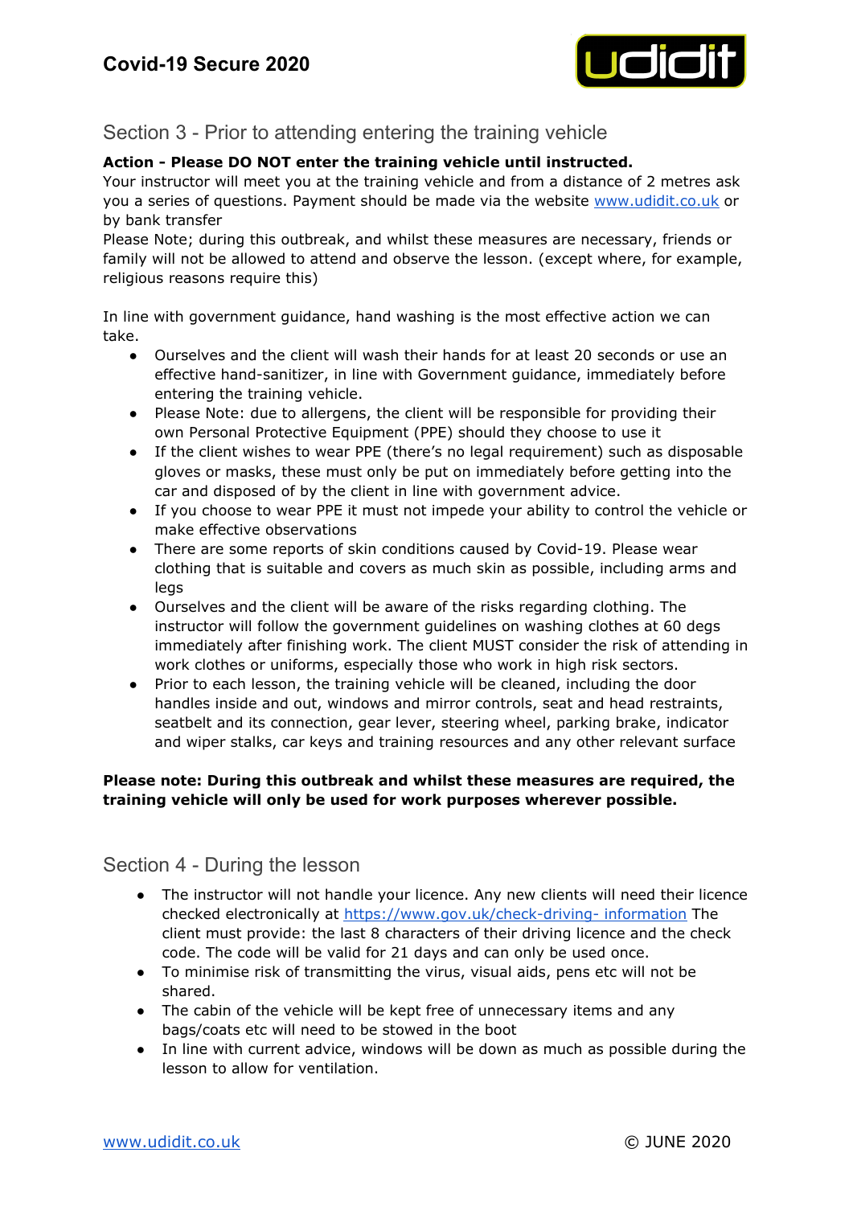## Section 3 - Prior to attending entering the training vehicle

**Action - Please DO NOT enter the training vehicle until instructed.**
Your instructor will meet you at the training vehicle and from a distance of 2 metres ask you a series of questions. Payment should be made via the website [www.udidit.co.uk](http://www.udidit.co.uk) or by bank transfer
Please Note; during this outbreak, and whilst these measures are necessary, friends or family will not be allowed to attend and observe the lesson. (except where, for example, religious reasons require this)

In line with government guidance, hand washing is the most effective action we can take.

- Ourselves and the client will wash their hands for at least 20 seconds or use an effective hand-sanitizer, in line with Government guidance, immediately before entering the training vehicle.
- Please Note: due to allergens, the client will be responsible for providing their own Personal Protective Equipment (PPE) should they choose to use it
- If the client wishes to wear PPE (there's no legal requirement) such as disposable gloves or masks, these must only be put on immediately before getting into the car and disposed of by the client in line with government advice.
- If you choose to wear PPE it must not impede your ability to control the vehicle or make effective observations
- There are some reports of skin conditions caused by Covid-19. Please wear clothing that is suitable and covers as much skin as possible, including arms and legs
- Ourselves and the client will be aware of the risks regarding clothing. The instructor will follow the government guidelines on washing clothes at 60 degs immediately after finishing work. The client MUST consider the risk of attending in work clothes or uniforms, especially those who work in high risk sectors.
- Prior to each lesson, the training vehicle will be cleaned, including the door handles inside and out, windows and mirror controls, seat and head restraints, seatbelt and its connection, gear lever, steering wheel, parking brake, indicator and wiper stalks, car keys and training resources and any other relevant surface

**Please note: During this outbreak and whilst these measures are required, the training vehicle will only be used for work purposes wherever possible.**

## Section 4 - During the lesson

- The instructor will not handle your licence. Any new clients will need their licence checked electronically at [https://www.gov.uk/check-driving- information](https://www.gov.uk/check-driving-information) The client must provide: the last 8 characters of their driving licence and the check code. The code will be valid for 21 days and can only be used once.
- To minimise risk of transmitting the virus, visual aids, pens etc will not be shared.
- The cabin of the vehicle will be kept free of unnecessary items and any bags/coats etc will need to be stowed in the boot
- In line with current advice, windows will be down as much as possible during the lesson to allow for ventilation.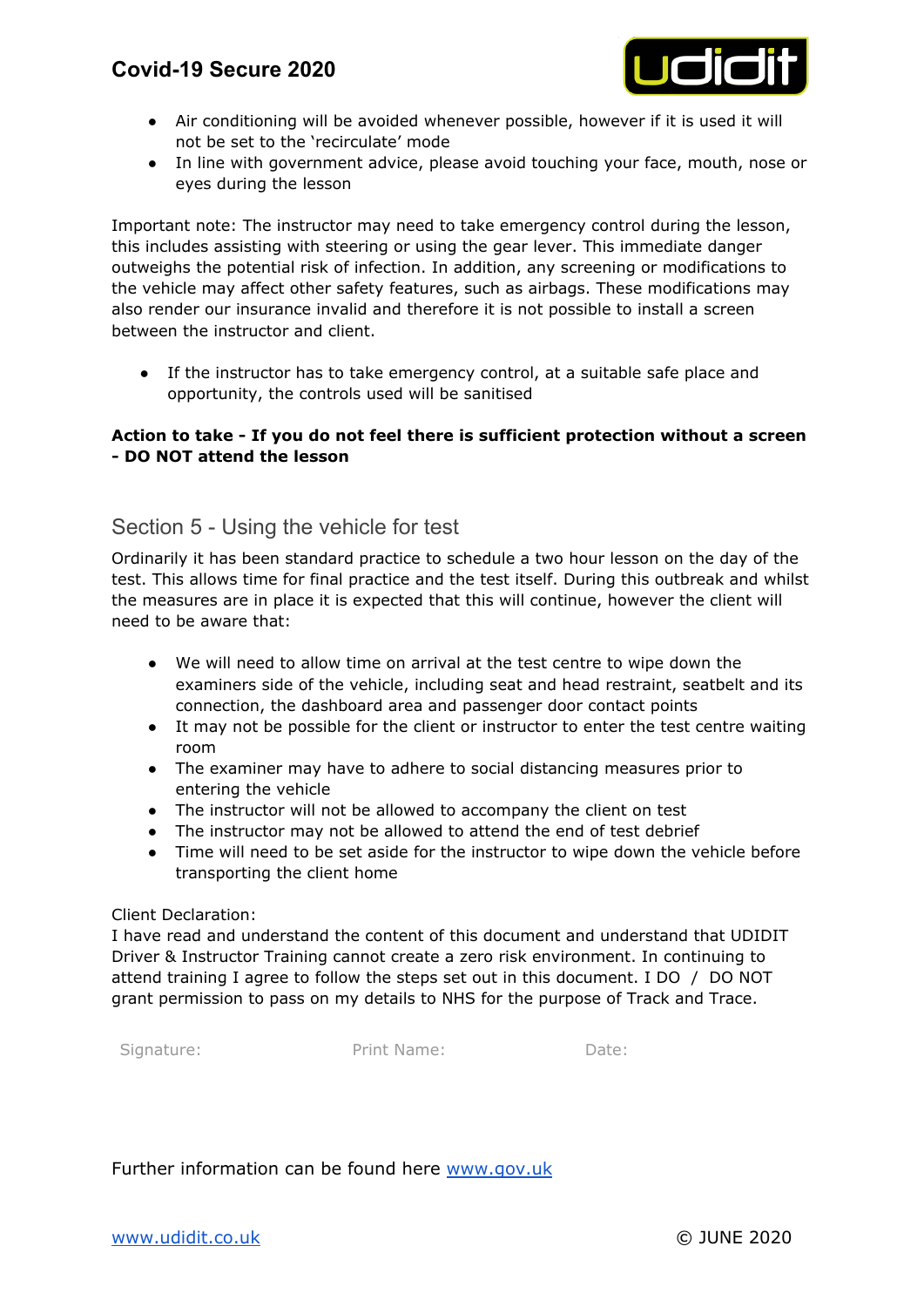- Air conditioning will be avoided whenever possible, however if it is used it will not be set to the 'recirculate' mode
- In line with government advice, please avoid touching your face, mouth, nose or eyes during the lesson

Important note: The instructor may need to take emergency control during the lesson, this includes assisting with steering or using the gear lever. This immediate danger outweighs the potential risk of infection. In addition, any screening or modifications to the vehicle may affect other safety features, such as airbags. These modifications may also render our insurance invalid and therefore it is not possible to install a screen between the instructor and client.

- If the instructor has to take emergency control, at a suitable safe place and opportunity, the controls used will be sanitised

**Action to take - If you do not feel there is sufficient protection without a screen - DO NOT attend the lesson**

## Section 5 - Using the vehicle for test

Ordinarily it has been standard practice to schedule a two hour lesson on the day of the test. This allows time for final practice and the test itself. During this outbreak and whilst the measures are in place it is expected that this will continue, however the client will need to be aware that:

- We will need to allow time on arrival at the test centre to wipe down the examiners side of the vehicle, including seat and head restraint, seatbelt and its connection, the dashboard area and passenger door contact points
- It may not be possible for the client or instructor to enter the test centre waiting room
- The examiner may have to adhere to social distancing measures prior to entering the vehicle
- The instructor will not be allowed to accompany the client on test
- The instructor may not be allowed to attend the end of test debrief
- Time will need to be set aside for the instructor to wipe down the vehicle before transporting the client home

Client Declaration:
I have read and understand the content of this document and understand that UDIDIT Driver & Instructor Training cannot create a zero risk environment. In continuing to attend training I agree to follow the steps set out in this document. I DO / DO NOT grant permission to pass on my details to NHS for the purpose of Track and Trace.

| Signature: | Print Name: | Date: |
|---|---|---|
| | | |

Further information can be found here [www.gov.uk](http://www.gov.uk)